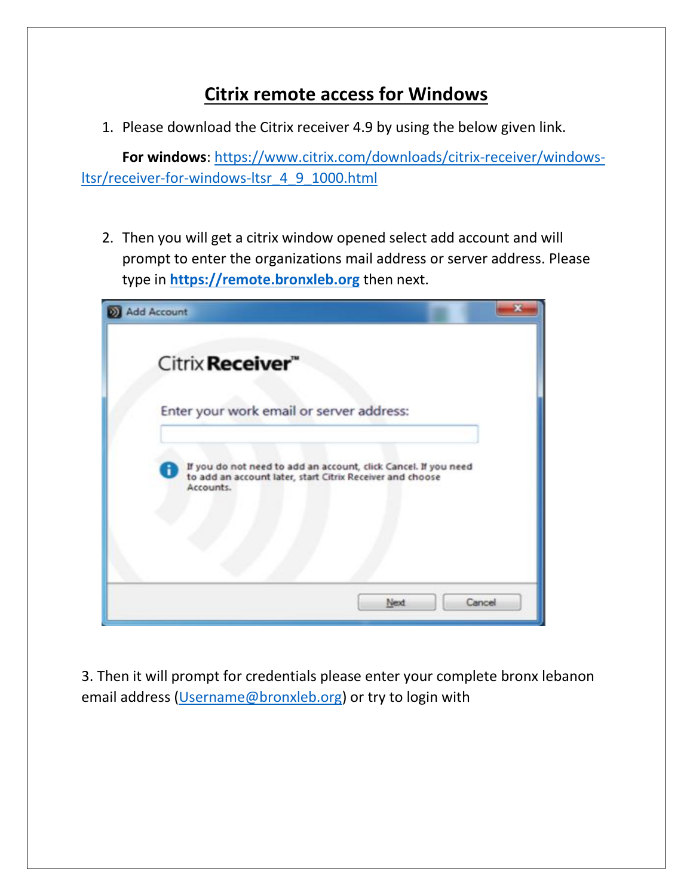# Citrix remote access for Windows

1. Please download the Citrix receiver 4.9 by using the below given link.

   **For windows**: https://www.citrix.com/downloads/citrix-receiver/windows-ltsr/receiver-for-windows-ltsr_4_9_1000.html

2. Then you will get a citrix window opened select add account and will prompt to enter the organizations mail address or server address. Please type in **https://remote.bronxleb.org** then next.

3. Then it will prompt for credentials please enter your complete bronx lebanon email address (Username@bronxleb.org) or try to login with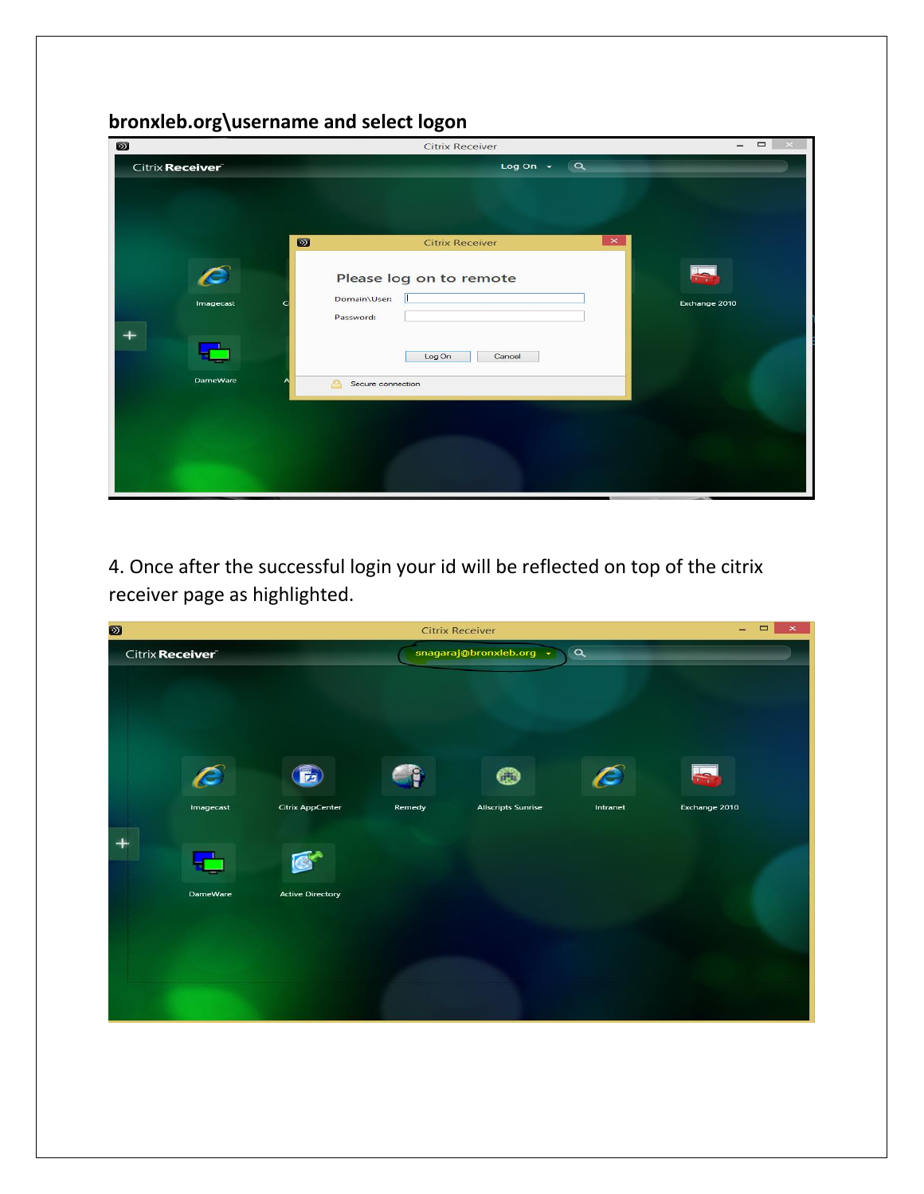**bronxleb.org\username and select logon**

4. Once after the successful login your id will be reflected on top of the citrix receiver page as highlighted.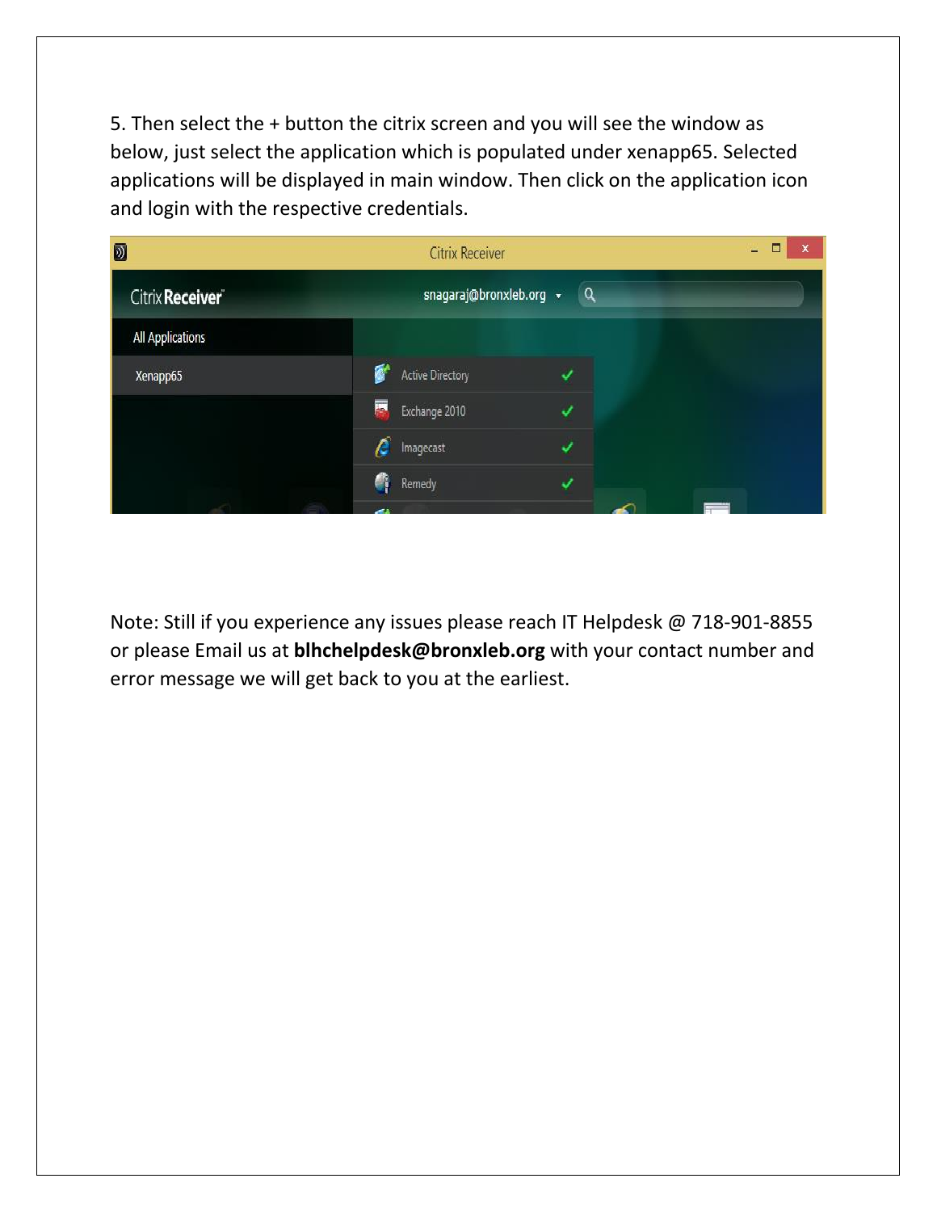5. Then select the + button the citrix screen and you will see the window as below, just select the application which is populated under xenapp65. Selected applications will be displayed in main window. Then click on the application icon and login with the respective credentials.

Note: Still if you experience any issues please reach IT Helpdesk @ 718-901-8855 or please Email us at **blhchelpdesk@bronxleb.org** with your contact number and error message we will get back to you at the earliest.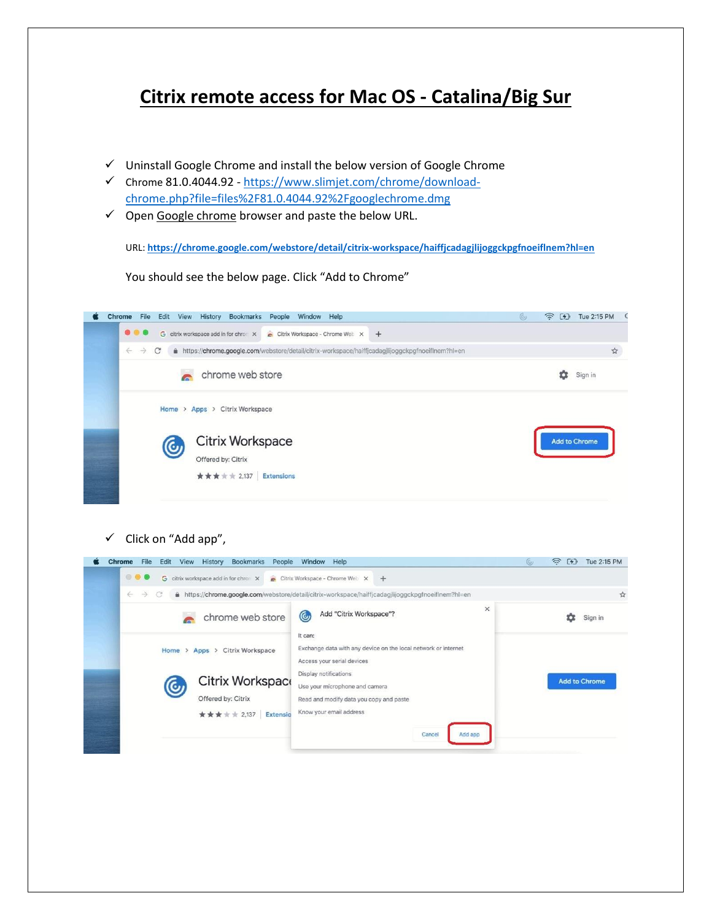# Citrix remote access for Mac OS - Catalina/Big Sur

- ✓ Uninstall Google Chrome and install the below version of Google Chrome
- ✓ Chrome 81.0.4044.92 - https://www.slimjet.com/chrome/download-chrome.php?file=files%2F81.0.4044.92%2Fgooglechrome.dmg
- ✓ Open Google chrome browser and paste the below URL.

URL: **https://chrome.google.com/webstore/detail/citrix-workspace/haiffjcadagjlijoggckpgfnoeiflnem?hl=en**

You should see the below page. Click "Add to Chrome"

- ✓ Click on "Add app",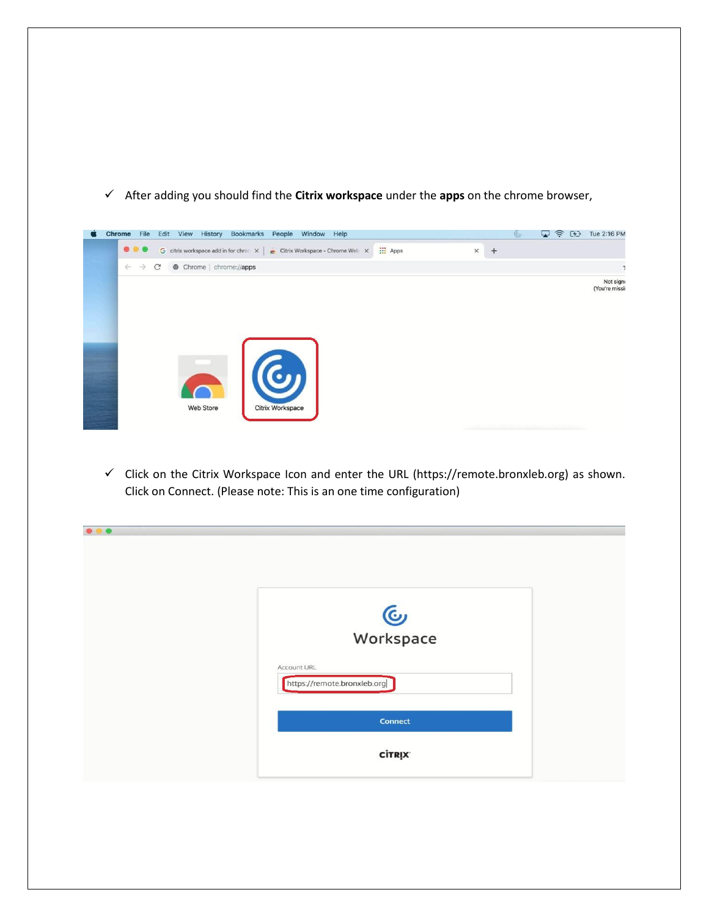- ✓ After adding you should find the **Citrix workspace** under the **apps** on the chrome browser,

- ✓ Click on the Citrix Workspace Icon and enter the URL (https://remote.bronxleb.org) as shown. Click on Connect. (Please note: This is an one time configuration)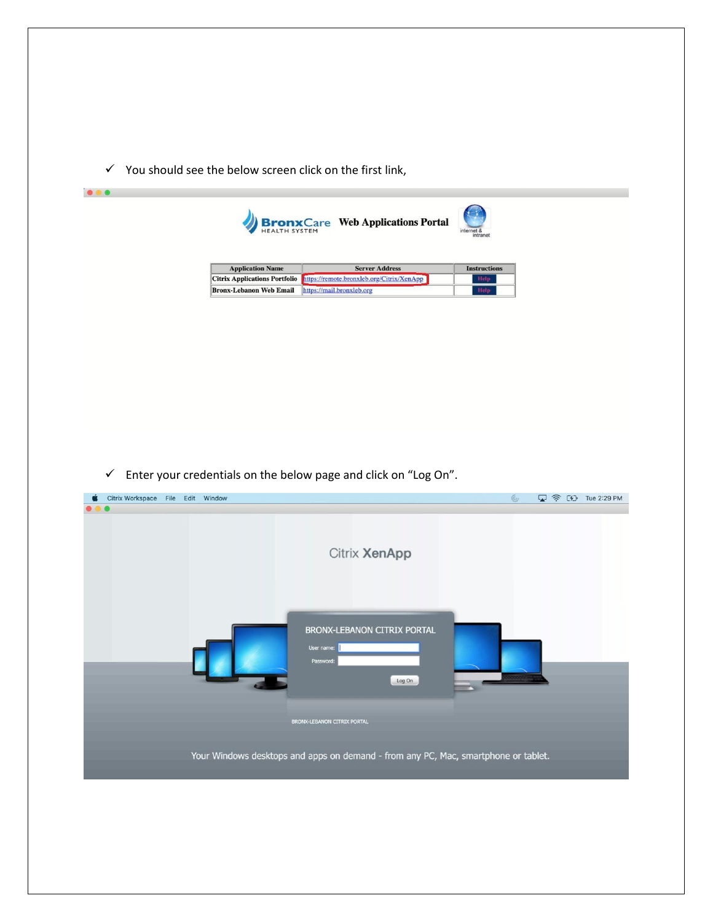- ✓ You should see the below screen click on the first link,

- ✓ Enter your credentials on the below page and click on "Log On".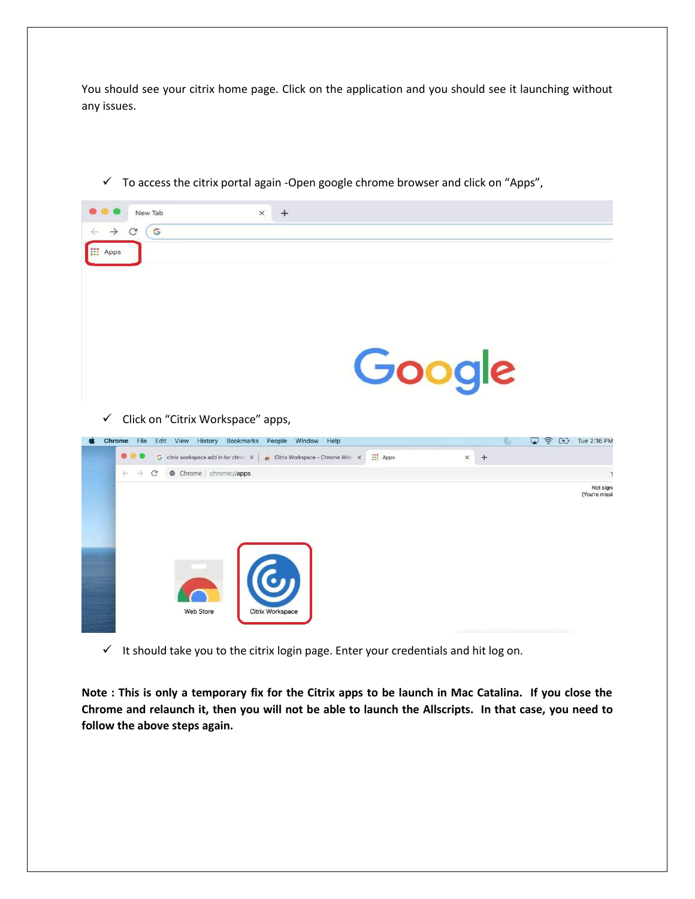You should see your citrix home page. Click on the application and you should see it launching without any issues.

- ✓ To access the citrix portal again -Open google chrome browser and click on "Apps",

- ✓ Click on "Citrix Workspace" apps,

- ✓ It should take you to the citrix login page. Enter your credentials and hit log on.

**Note : This is only a temporary fix for the Citrix apps to be launch in Mac Catalina. If you close the Chrome and relaunch it, then you will not be able to launch the Allscripts. In that case, you need to follow the above steps again.**